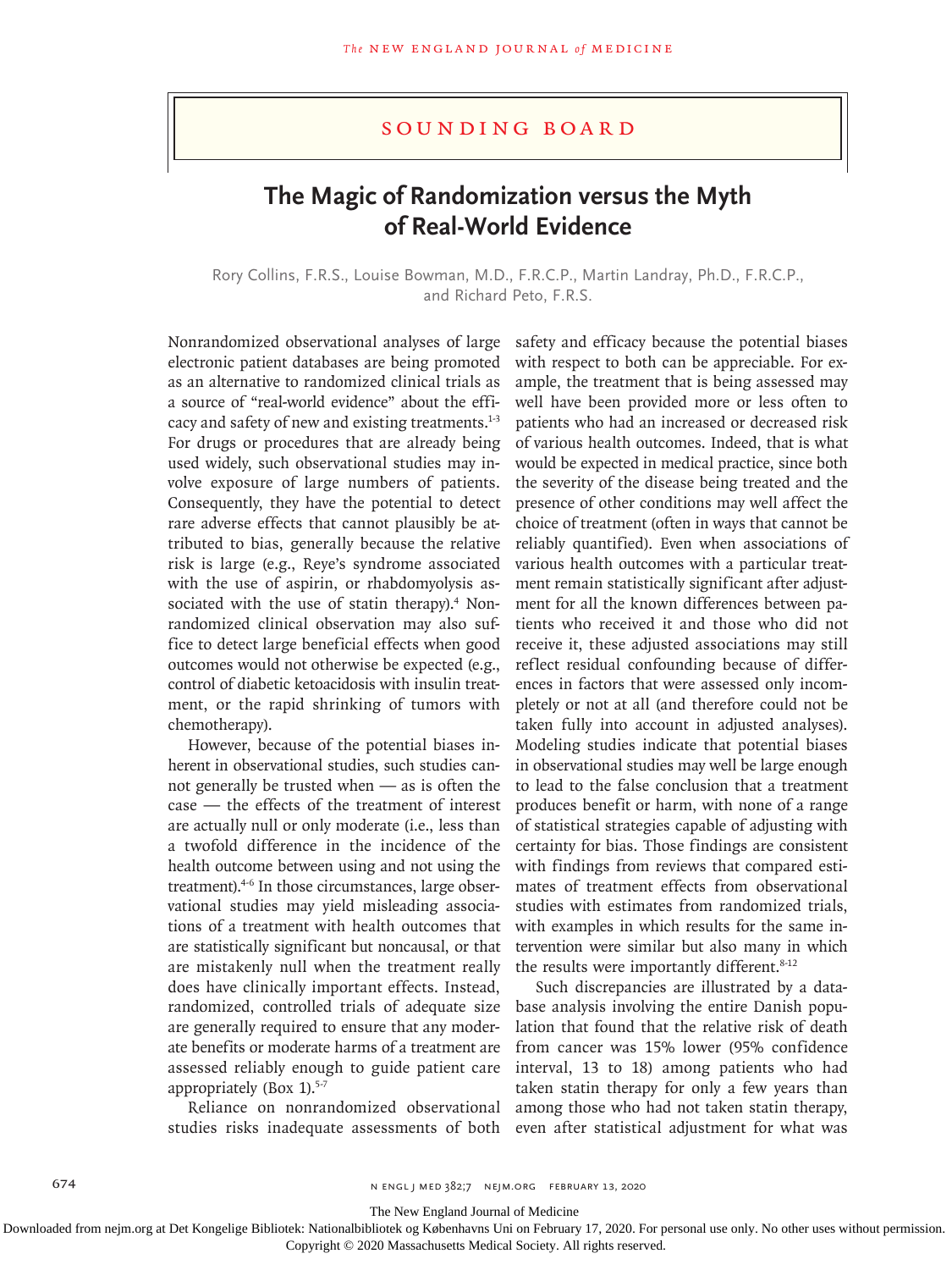## Sounding Board

# The Magic of Randomization versus the Myth of Real-World Evidence

Rory Collins, F.R.S., Louise Bowman, M.D., F.R.C.P., Martin Landray, Ph.D., F.R.C.P., and Richard Peto, F.R.S.

Nonrandomized observational analyses of large electronic patient databases are being promoted as an alternative to randomized clinical trials as a source of "real-world evidence" about the efficacy and safety of new and existing treatments.[1-3] For drugs or procedures that are already being used widely, such observational studies may involve exposure of large numbers of patients. Consequently, they have the potential to detect rare adverse effects that cannot plausibly be attributed to bias, generally because the relative risk is large (e.g., Reye's syndrome associated with the use of aspirin, or rhabdomyolysis associated with the use of statin therapy).[4] Nonrandomized clinical observation may also suffice to detect large beneficial effects when good outcomes would not otherwise be expected (e.g., control of diabetic ketoacidosis with insulin treatment, or the rapid shrinking of tumors with chemotherapy).

However, because of the potential biases inherent in observational studies, such studies cannot generally be trusted when — as is often the case — the effects of the treatment of interest are actually null or only moderate (i.e., less than a twofold difference in the incidence of the health outcome between using and not using the treatment).[4-6] In those circumstances, large observational studies may yield misleading associations of a treatment with health outcomes that are statistically significant but noncausal, or that are mistakenly null when the treatment really does have clinically important effects. Instead, randomized, controlled trials of adequate size are generally required to ensure that any moderate benefits or moderate harms of a treatment are assessed reliably enough to guide patient care appropriately (Box 1).[5-7]

Reliance on nonrandomized observational studies risks inadequate assessments of both safety and efficacy because the potential biases with respect to both can be appreciable. For example, the treatment that is being assessed may well have been provided more or less often to patients who had an increased or decreased risk of various health outcomes. Indeed, that is what would be expected in medical practice, since both the severity of the disease being treated and the presence of other conditions may well affect the choice of treatment (often in ways that cannot be reliably quantified). Even when associations of various health outcomes with a particular treatment remain statistically significant after adjustment for all the known differences between patients who received it and those who did not receive it, these adjusted associations may still reflect residual confounding because of differences in factors that were assessed only incompletely or not at all (and therefore could not be taken fully into account in adjusted analyses). Modeling studies indicate that potential biases in observational studies may well be large enough to lead to the false conclusion that a treatment produces benefit or harm, with none of a range of statistical strategies capable of adjusting with certainty for bias. Those findings are consistent with findings from reviews that compared estimates of treatment effects from observational studies with estimates from randomized trials, with examples in which results for the same intervention were similar but also many in which the results were importantly different.[8-12]

Such discrepancies are illustrated by a database analysis involving the entire Danish population that found that the relative risk of death from cancer was 15% lower (95% confidence interval, 13 to 18) among patients who had taken statin therapy for only a few years than among those who had not taken statin therapy, even after statistical adjustment for what was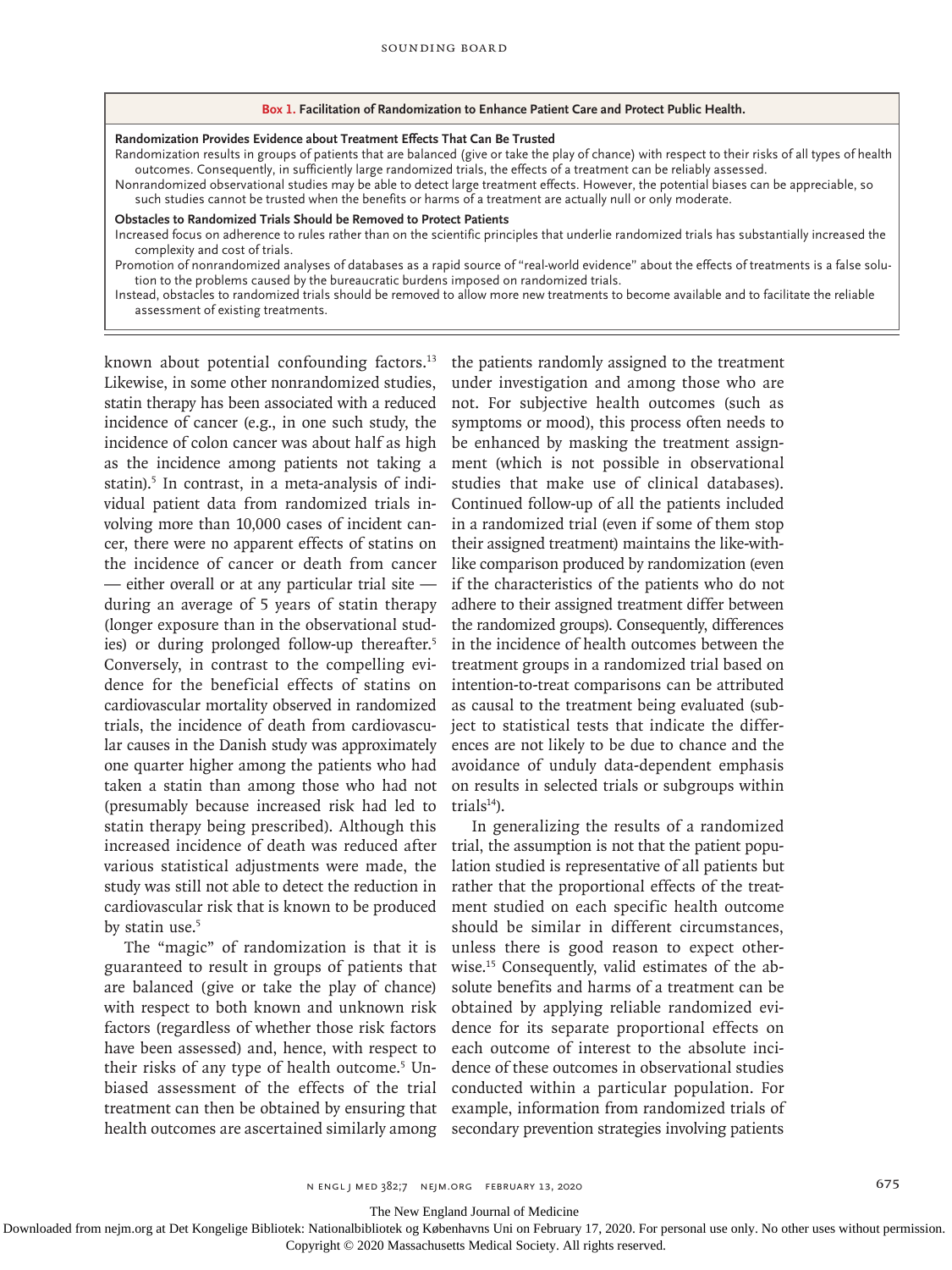**Box 1. Facilitation of Randomization to Enhance Patient Care and Protect Public Health.**

**Randomization Provides Evidence about Treatment Effects That Can Be Trusted**

Randomization results in groups of patients that are balanced (give or take the play of chance) with respect to their risks of all types of health outcomes. Consequently, in sufficiently large randomized trials, the effects of a treatment can be reliably assessed.

Nonrandomized observational studies may be able to detect large treatment effects. However, the potential biases can be appreciable, so such studies cannot be trusted when the benefits or harms of a treatment are actually null or only moderate.

**Obstacles to Randomized Trials Should be Removed to Protect Patients**

Increased focus on adherence to rules rather than on the scientific principles that underlie randomized trials has substantially increased the complexity and cost of trials.

Promotion of nonrandomized analyses of databases as a rapid source of "real-world evidence" about the effects of treatments is a false solution to the problems caused by the bureaucratic burdens imposed on randomized trials.

Instead, obstacles to randomized trials should be removed to allow more new treatments to become available and to facilitate the reliable assessment of existing treatments.

known about potential confounding factors.[13] Likewise, in some other nonrandomized studies, statin therapy has been associated with a reduced incidence of cancer (e.g., in one such study, the incidence of colon cancer was about half as high as the incidence among patients not taking a statin).[5] In contrast, in a meta-analysis of individual patient data from randomized trials involving more than 10,000 cases of incident cancer, there were no apparent effects of statins on the incidence of cancer or death from cancer — either overall or at any particular trial site — during an average of 5 years of statin therapy (longer exposure than in the observational studies) or during prolonged follow-up thereafter.[5] Conversely, in contrast to the compelling evidence for the beneficial effects of statins on cardiovascular mortality observed in randomized trials, the incidence of death from cardiovascular causes in the Danish study was approximately one quarter higher among the patients who had taken a statin than among those who had not (presumably because increased risk had led to statin therapy being prescribed). Although this increased incidence of death was reduced after various statistical adjustments were made, the study was still not able to detect the reduction in cardiovascular risk that is known to be produced by statin use.[5]

The "magic" of randomization is that it is guaranteed to result in groups of patients that are balanced (give or take the play of chance) with respect to both known and unknown risk factors (regardless of whether those risk factors have been assessed) and, hence, with respect to their risks of any type of health outcome.[5] Unbiased assessment of the effects of the trial treatment can then be obtained by ensuring that health outcomes are ascertained similarly among the patients randomly assigned to the treatment under investigation and among those who are not. For subjective health outcomes (such as symptoms or mood), this process often needs to be enhanced by masking the treatment assignment (which is not possible in observational studies that make use of clinical databases). Continued follow-up of all the patients included in a randomized trial (even if some of them stop their assigned treatment) maintains the like-with-like comparison produced by randomization (even if the characteristics of the patients who do not adhere to their assigned treatment differ between the randomized groups). Consequently, differences in the incidence of health outcomes between the treatment groups in a randomized trial based on intention-to-treat comparisons can be attributed as causal to the treatment being evaluated (subject to statistical tests that indicate the differences are not likely to be due to chance and the avoidance of unduly data-dependent emphasis on results in selected trials or subgroups within trials[14]).

In generalizing the results of a randomized trial, the assumption is not that the patient population studied is representative of all patients but rather that the proportional effects of the treatment studied on each specific health outcome should be similar in different circumstances, unless there is good reason to expect otherwise.[15] Consequently, valid estimates of the absolute benefits and harms of a treatment can be obtained by applying reliable randomized evidence for its separate proportional effects on each outcome of interest to the absolute incidence of these outcomes in observational studies conducted within a particular population. For example, information from randomized trials of secondary prevention strategies involving patients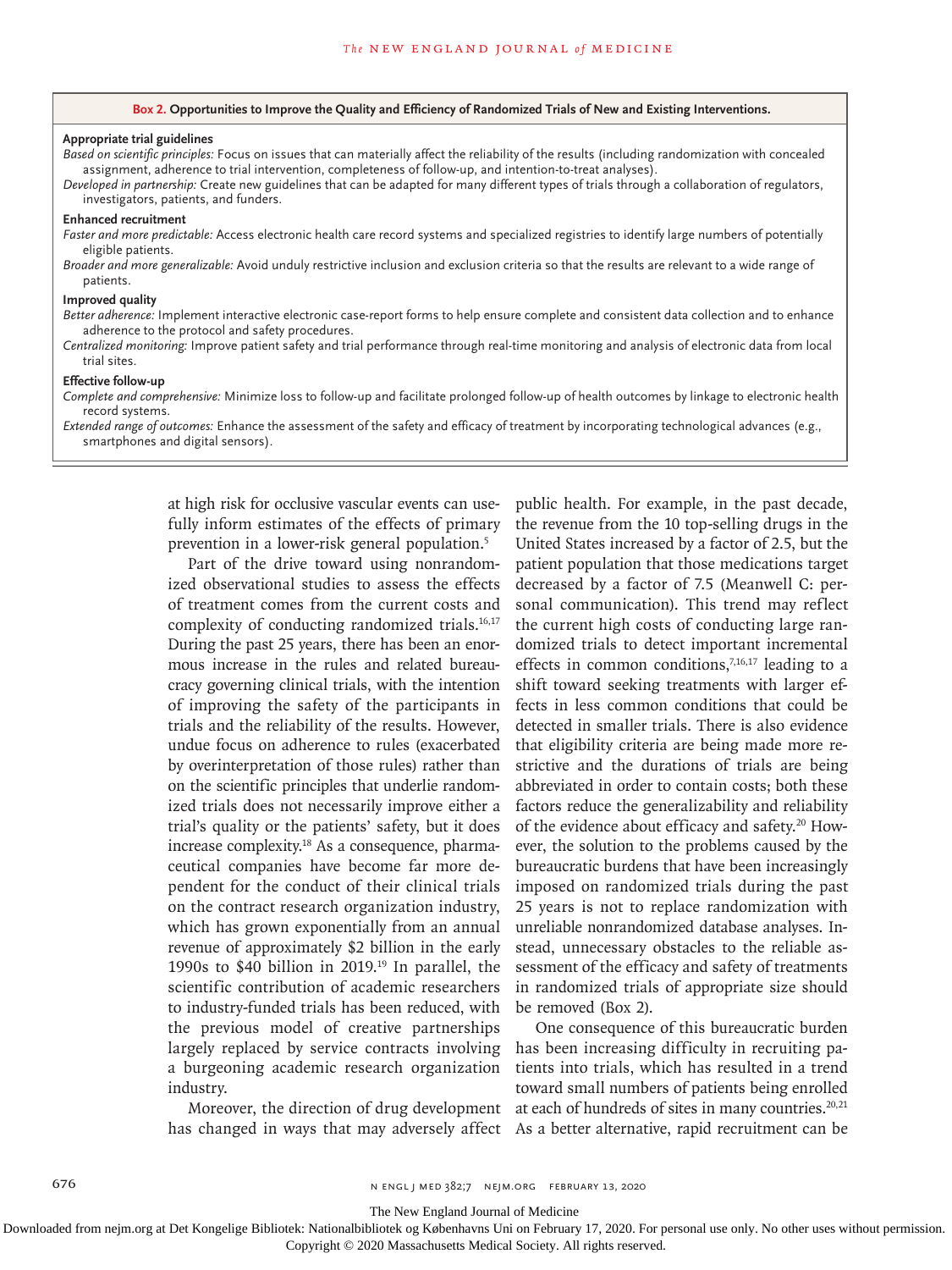**Box 2. Opportunities to Improve the Quality and Efficiency of Randomized Trials of New and Existing Interventions.**

**Appropriate trial guidelines**

*Based on scientific principles:* Focus on issues that can materially affect the reliability of the results (including randomization with concealed assignment, adherence to trial intervention, completeness of follow-up, and intention-to-treat analyses).

*Developed in partnership:* Create new guidelines that can be adapted for many different types of trials through a collaboration of regulators, investigators, patients, and funders.

**Enhanced recruitment**

*Faster and more predictable:* Access electronic health care record systems and specialized registries to identify large numbers of potentially eligible patients.

*Broader and more generalizable:* Avoid unduly restrictive inclusion and exclusion criteria so that the results are relevant to a wide range of patients.

**Improved quality**

*Better adherence:* Implement interactive electronic case-report forms to help ensure complete and consistent data collection and to enhance adherence to the protocol and safety procedures.

*Centralized monitoring:* Improve patient safety and trial performance through real-time monitoring and analysis of electronic data from local trial sites.

**Effective follow-up**

*Complete and comprehensive:* Minimize loss to follow-up and facilitate prolonged follow-up of health outcomes by linkage to electronic health record systems.

*Extended range of outcomes:* Enhance the assessment of the safety and efficacy of treatment by incorporating technological advances (e.g., smartphones and digital sensors).

at high risk for occlusive vascular events can usefully inform estimates of the effects of primary prevention in a lower-risk general population.[5]

Part of the drive toward using nonrandomized observational studies to assess the effects of treatment comes from the current costs and complexity of conducting randomized trials.[16,17] During the past 25 years, there has been an enormous increase in the rules and related bureaucracy governing clinical trials, with the intention of improving the safety of the participants in trials and the reliability of the results. However, undue focus on adherence to rules (exacerbated by overinterpretation of those rules) rather than on the scientific principles that underlie randomized trials does not necessarily improve either a trial's quality or the patients' safety, but it does increase complexity.[18] As a consequence, pharmaceutical companies have become far more dependent for the conduct of their clinical trials on the contract research organization industry, which has grown exponentially from an annual revenue of approximately \$2 billion in the early 1990s to \$40 billion in 2019.[19] In parallel, the scientific contribution of academic researchers to industry-funded trials has been reduced, with the previous model of creative partnerships largely replaced by service contracts involving a burgeoning academic research organization industry.

Moreover, the direction of drug development has changed in ways that may adversely affect public health. For example, in the past decade, the revenue from the 10 top-selling drugs in the United States increased by a factor of 2.5, but the patient population that those medications target decreased by a factor of 7.5 (Meanwell C: personal communication). This trend may reflect the current high costs of conducting large randomized trials to detect important incremental effects in common conditions,[7,16,17] leading to a shift toward seeking treatments with larger effects in less common conditions that could be detected in smaller trials. There is also evidence that eligibility criteria are being made more restrictive and the durations of trials are being abbreviated in order to contain costs; both these factors reduce the generalizability and reliability of the evidence about efficacy and safety.[20] However, the solution to the problems caused by the bureaucratic burdens that have been increasingly imposed on randomized trials during the past 25 years is not to replace randomization with unreliable nonrandomized database analyses. Instead, unnecessary obstacles to the reliable assessment of the efficacy and safety of treatments in randomized trials of appropriate size should be removed (Box 2).

One consequence of this bureaucratic burden has been increasing difficulty in recruiting patients into trials, which has resulted in a trend toward small numbers of patients being enrolled at each of hundreds of sites in many countries.[20,21] As a better alternative, rapid recruitment can be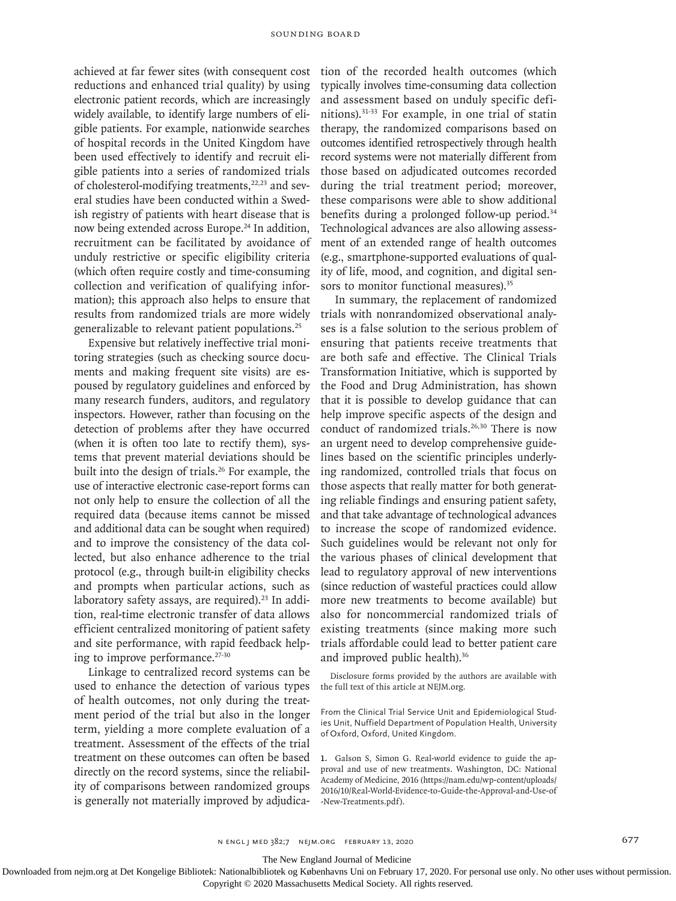achieved at far fewer sites (with consequent cost reductions and enhanced trial quality) by using electronic patient records, which are increasingly widely available, to identify large numbers of eligible patients. For example, nationwide searches of hospital records in the United Kingdom have been used effectively to identify and recruit eligible patients into a series of randomized trials of cholesterol-modifying treatments,[22,23] and several studies have been conducted within a Swedish registry of patients with heart disease that is now being extended across Europe.[24] In addition, recruitment can be facilitated by avoidance of unduly restrictive or specific eligibility criteria (which often require costly and time-consuming collection and verification of qualifying information); this approach also helps to ensure that results from randomized trials are more widely generalizable to relevant patient populations.[25]

Expensive but relatively ineffective trial monitoring strategies (such as checking source documents and making frequent site visits) are espoused by regulatory guidelines and enforced by many research funders, auditors, and regulatory inspectors. However, rather than focusing on the detection of problems after they have occurred (when it is often too late to rectify them), systems that prevent material deviations should be built into the design of trials.[26] For example, the use of interactive electronic case-report forms can not only help to ensure the collection of all the required data (because items cannot be missed and additional data can be sought when required) and to improve the consistency of the data collected, but also enhance adherence to the trial protocol (e.g., through built-in eligibility checks and prompts when particular actions, such as laboratory safety assays, are required).[23] In addition, real-time electronic transfer of data allows efficient centralized monitoring of patient safety and site performance, with rapid feedback helping to improve performance.[27-30]

Linkage to centralized record systems can be used to enhance the detection of various types of health outcomes, not only during the treatment period of the trial but also in the longer term, yielding a more complete evaluation of a treatment. Assessment of the effects of the trial treatment on these outcomes can often be based directly on the record systems, since the reliability of comparisons between randomized groups is generally not materially improved by adjudication of the recorded health outcomes (which typically involves time-consuming data collection and assessment based on unduly specific definitions).[31-33] For example, in one trial of statin therapy, the randomized comparisons based on outcomes identified retrospectively through health record systems were not materially different from those based on adjudicated outcomes recorded during the trial treatment period; moreover, these comparisons were able to show additional benefits during a prolonged follow-up period.[34] Technological advances are also allowing assessment of an extended range of health outcomes (e.g., smartphone-supported evaluations of quality of life, mood, and cognition, and digital sensors to monitor functional measures).[35]

In summary, the replacement of randomized trials with nonrandomized observational analyses is a false solution to the serious problem of ensuring that patients receive treatments that are both safe and effective. The Clinical Trials Transformation Initiative, which is supported by the Food and Drug Administration, has shown that it is possible to develop guidance that can help improve specific aspects of the design and conduct of randomized trials.[26,30] There is now an urgent need to develop comprehensive guidelines based on the scientific principles underlying randomized, controlled trials that focus on those aspects that really matter for both generating reliable findings and ensuring patient safety, and that take advantage of technological advances to increase the scope of randomized evidence. Such guidelines would be relevant not only for the various phases of clinical development that lead to regulatory approval of new interventions (since reduction of wasteful practices could allow more new treatments to become available) but also for noncommercial randomized trials of existing treatments (since making more such trials affordable could lead to better patient care and improved public health).[36]

Disclosure forms provided by the authors are available with the full text of this article at NEJM.org.

From the Clinical Trial Service Unit and Epidemiological Studies Unit, Nuffield Department of Population Health, University of Oxford, Oxford, United Kingdom.

1. Galson S, Simon G. Real-world evidence to guide the approval and use of new treatments. Washington, DC: National Academy of Medicine, 2016 (https://nam.edu/wp-content/uploads/2016/10/Real-World-Evidence-to-Guide-the-Approval-and-Use-of-New-Treatments.pdf).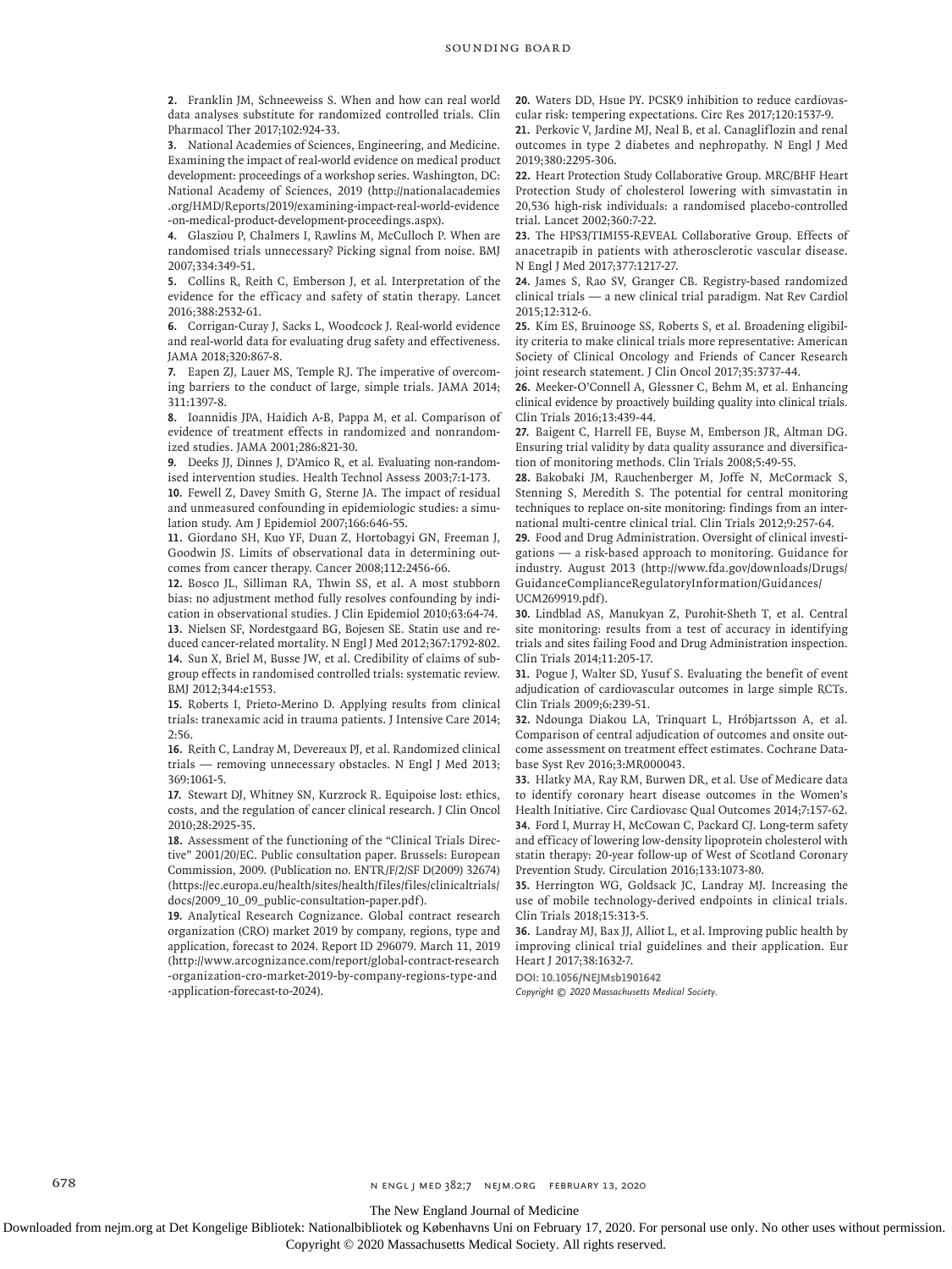2. Franklin JM, Schneeweiss S. When and how can real world data analyses substitute for randomized controlled trials. Clin Pharmacol Ther 2017;102:924-33.

3. National Academies of Sciences, Engineering, and Medicine. Examining the impact of real-world evidence on medical product development: proceedings of a workshop series. Washington, DC: National Academy of Sciences, 2019 (http://nationalacademies.org/HMD/Reports/2019/examining-impact-real-world-evidence-on-medical-product-development-proceedings.aspx).

4. Glasziou P, Chalmers I, Rawlins M, McCulloch P. When are randomised trials unnecessary? Picking signal from noise. BMJ 2007;334:349-51.

5. Collins R, Reith C, Emberson J, et al. Interpretation of the evidence for the efficacy and safety of statin therapy. Lancet 2016;388:2532-61.

6. Corrigan-Curay J, Sacks L, Woodcock J. Real-world evidence and real-world data for evaluating drug safety and effectiveness. JAMA 2018;320:867-8.

7. Eapen ZJ, Lauer MS, Temple RJ. The imperative of overcoming barriers to the conduct of large, simple trials. JAMA 2014;311:1397-8.

8. Ioannidis JPA, Haidich A-B, Pappa M, et al. Comparison of evidence of treatment effects in randomized and nonrandomized studies. JAMA 2001;286:821-30.

9. Deeks JJ, Dinnes J, D'Amico R, et al. Evaluating non-randomised intervention studies. Health Technol Assess 2003;7:1-173.

10. Fewell Z, Davey Smith G, Sterne JA. The impact of residual and unmeasured confounding in epidemiologic studies: a simulation study. Am J Epidemiol 2007;166:646-55.

11. Giordano SH, Kuo YF, Duan Z, Hortobagyi GN, Freeman J, Goodwin JS. Limits of observational data in determining outcomes from cancer therapy. Cancer 2008;112:2456-66.

12. Bosco JL, Silliman RA, Thwin SS, et al. A most stubborn bias: no adjustment method fully resolves confounding by indication in observational studies. J Clin Epidemiol 2010;63:64-74.

13. Nielsen SF, Nordestgaard BG, Bojesen SE. Statin use and reduced cancer-related mortality. N Engl J Med 2012;367:1792-802.

14. Sun X, Briel M, Busse JW, et al. Credibility of claims of subgroup effects in randomised controlled trials: systematic review. BMJ 2012;344:e1553.

15. Roberts I, Prieto-Merino D. Applying results from clinical trials: tranexamic acid in trauma patients. J Intensive Care 2014;2:56.

16. Reith C, Landray M, Devereaux PJ, et al. Randomized clinical trials — removing unnecessary obstacles. N Engl J Med 2013;369:1061-5.

17. Stewart DJ, Whitney SN, Kurzrock R. Equipoise lost: ethics, costs, and the regulation of cancer clinical research. J Clin Oncol 2010;28:2925-35.

18. Assessment of the functioning of the "Clinical Trials Directive" 2001/20/EC. Public consultation paper. Brussels: European Commission, 2009. (Publication no. ENTR/F/2/SF D(2009) 32674) (https://ec.europa.eu/health/sites/health/files/files/clinicaltrials/docs/2009_10_09_public-consultation-paper.pdf).

19. Analytical Research Cognizance. Global contract research organization (CRO) market 2019 by company, regions, type and application, forecast to 2024. Report ID 296079. March 11, 2019 (http://www.arcognizance.com/report/global-contract-research-organization-cro-market-2019-by-company-regions-type-and-application-forecast-to-2024).

20. Waters DD, Hsue PY. PCSK9 inhibition to reduce cardiovascular risk: tempering expectations. Circ Res 2017;120:1537-9.

21. Perkovic V, Jardine MJ, Neal B, et al. Canagliflozin and renal outcomes in type 2 diabetes and nephropathy. N Engl J Med 2019;380:2295-306.

22. Heart Protection Study Collaborative Group. MRC/BHF Heart Protection Study of cholesterol lowering with simvastatin in 20,536 high-risk individuals: a randomised placebo-controlled trial. Lancet 2002;360:7-22.

23. The HPS3/TIMI55-REVEAL Collaborative Group. Effects of anacetrapib in patients with atherosclerotic vascular disease. N Engl J Med 2017;377:1217-27.

24. James S, Rao SV, Granger CB. Registry-based randomized clinical trials — a new clinical trial paradigm. Nat Rev Cardiol 2015;12:312-6.

25. Kim ES, Bruinooge SS, Roberts S, et al. Broadening eligibility criteria to make clinical trials more representative: American Society of Clinical Oncology and Friends of Cancer Research joint research statement. J Clin Oncol 2017;35:3737-44.

26. Meeker-O'Connell A, Glessner C, Behm M, et al. Enhancing clinical evidence by proactively building quality into clinical trials. Clin Trials 2016;13:439-44.

27. Baigent C, Harrell FE, Buyse M, Emberson JR, Altman DG. Ensuring trial validity by data quality assurance and diversification of monitoring methods. Clin Trials 2008;5:49-55.

28. Bakobaki JM, Rauchenberger M, Joffe N, McCormack S, Stenning S, Meredith S. The potential for central monitoring techniques to replace on-site monitoring: findings from an international multi-centre clinical trial. Clin Trials 2012;9:257-64.

29. Food and Drug Administration. Oversight of clinical investigations — a risk-based approach to monitoring. Guidance for industry. August 2013 (http://www.fda.gov/downloads/Drugs/GuidanceComplianceRegulatoryInformation/Guidances/UCM269919.pdf).

30. Lindblad AS, Manukyan Z, Purohit-Sheth T, et al. Central site monitoring: results from a test of accuracy in identifying trials and sites failing Food and Drug Administration inspection. Clin Trials 2014;11:205-17.

31. Pogue J, Walter SD, Yusuf S. Evaluating the benefit of event adjudication of cardiovascular outcomes in large simple RCTs. Clin Trials 2009;6:239-51.

32. Ndounga Diakou LA, Trinquart L, Hróbjartsson A, et al. Comparison of central adjudication of outcomes and onsite outcome assessment on treatment effect estimates. Cochrane Database Syst Rev 2016;3:MR000043.

33. Hlatky MA, Ray RM, Burwen DR, et al. Use of Medicare data to identify coronary heart disease outcomes in the Women's Health Initiative. Circ Cardiovasc Qual Outcomes 2014;7:157-62.

34. Ford I, Murray H, McCowan C, Packard CJ. Long-term safety and efficacy of lowering low-density lipoprotein cholesterol with statin therapy: 20-year follow-up of West of Scotland Coronary Prevention Study. Circulation 2016;133:1073-80.

35. Herrington WG, Goldsack JC, Landray MJ. Increasing the use of mobile technology-derived endpoints in clinical trials. Clin Trials 2018;15:313-5.

36. Landray MJ, Bax JJ, Alliot L, et al. Improving public health by improving clinical trial guidelines and their application. Eur Heart J 2017;38:1632-7.

**DOI: 10.1056/NEJMsb1901642**

*Copyright © 2020 Massachusetts Medical Society.*